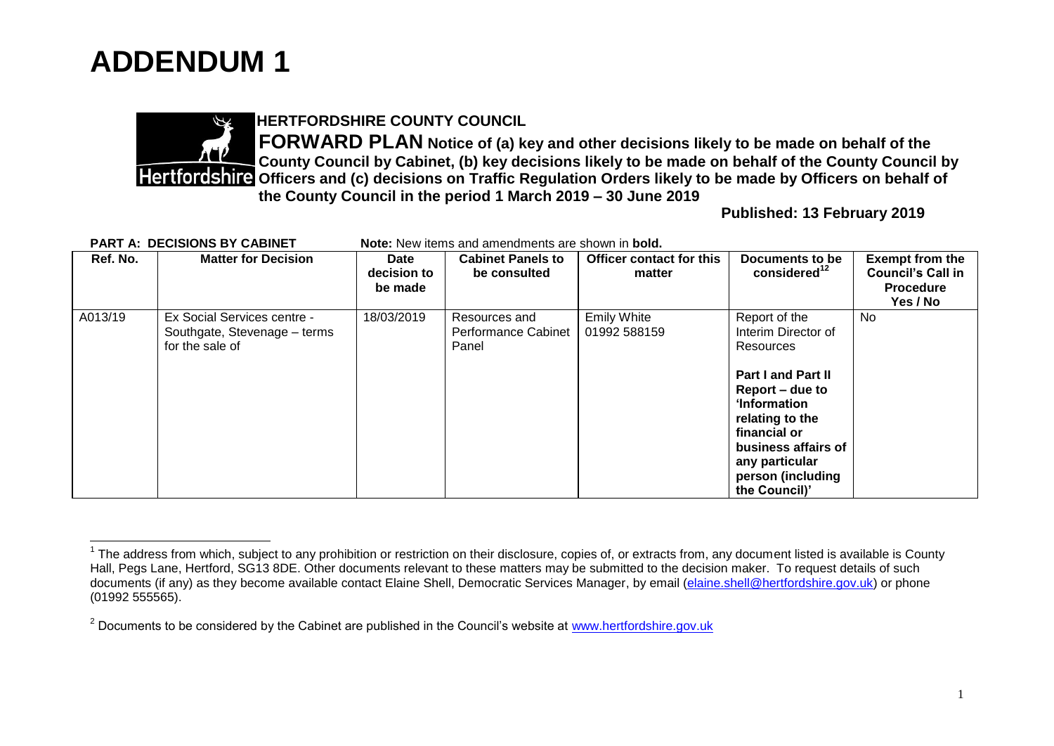# ADDENDUM 1

**HERTFORDSHIRE COUNTY COUNCIL**

**FORWARD PLAN Notice of (a) key and other decisions likely to be made on behalf of the County Council by Cabinet, (b) key decisions likely to be made on behalf of the County Council by Officers and (c) decisions on Traffic Regulation Orders likely to be made by Officers on behalf of the County Council in the period 1 March 2019 – 30 June 2019**

**Published: 13 February 2019**

**PART A: DECISIONS BY CABINET** **Note:** New items and amendments are shown in **bold.**

| Ref. No. | Matter for Decision | Date decision to be made | Cabinet Panels to be consulted | Officer contact for this matter | Documents to be considered[1,2] | Exempt from the Council's Call in Procedure Yes / No |
|---|---|---|---|---|---|---|
| A013/19 | Ex Social Services centre - Southgate, Stevenage – terms for the sale of | 18/03/2019 | Resources and Performance Cabinet Panel | Emily White 01992 588159 | Report of the Interim Director of Resources **Part I and Part II Report – due to 'Information relating to the financial or business affairs of any particular person (including the Council)'** | No |

[1] The address from which, subject to any prohibition or restriction on their disclosure, copies of, or extracts from, any document listed is available is County Hall, Pegs Lane, Hertford, SG13 8DE. Other documents relevant to these matters may be submitted to the decision maker. To request details of such documents (if any) as they become available contact Elaine Shell, Democratic Services Manager, by email (elaine.shell@hertfordshire.gov.uk) or phone (01992 555565).

[2] Documents to be considered by the Cabinet are published in the Council's website at www.hertfordshire.gov.uk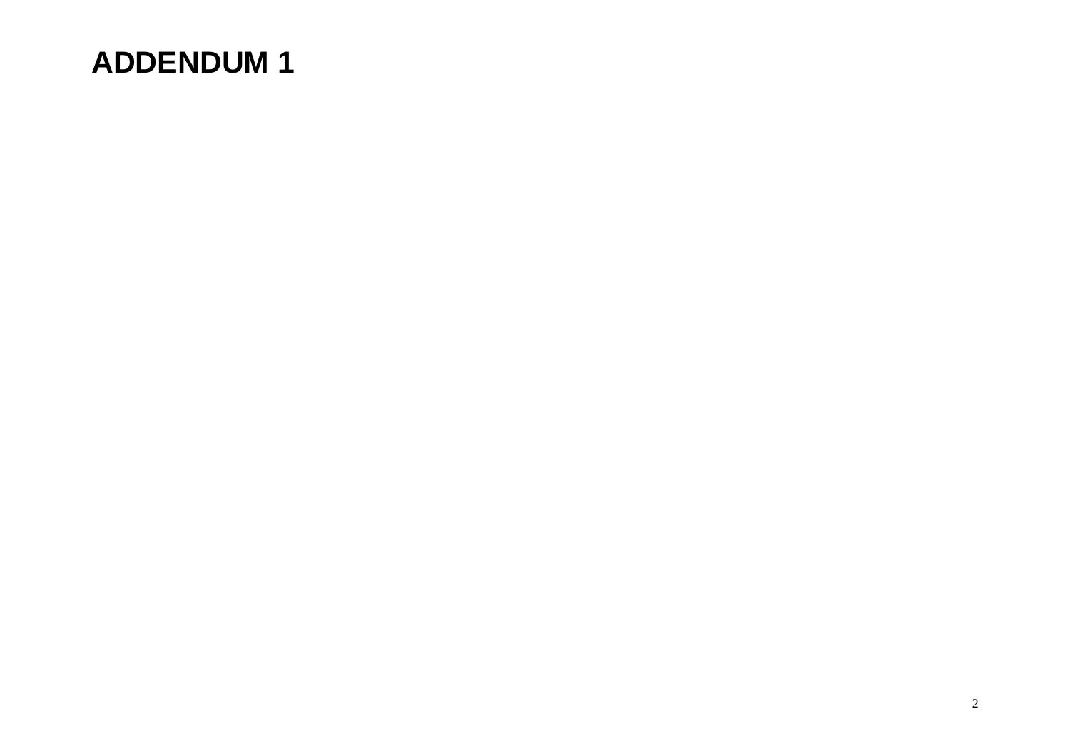# ADDENDUM 1